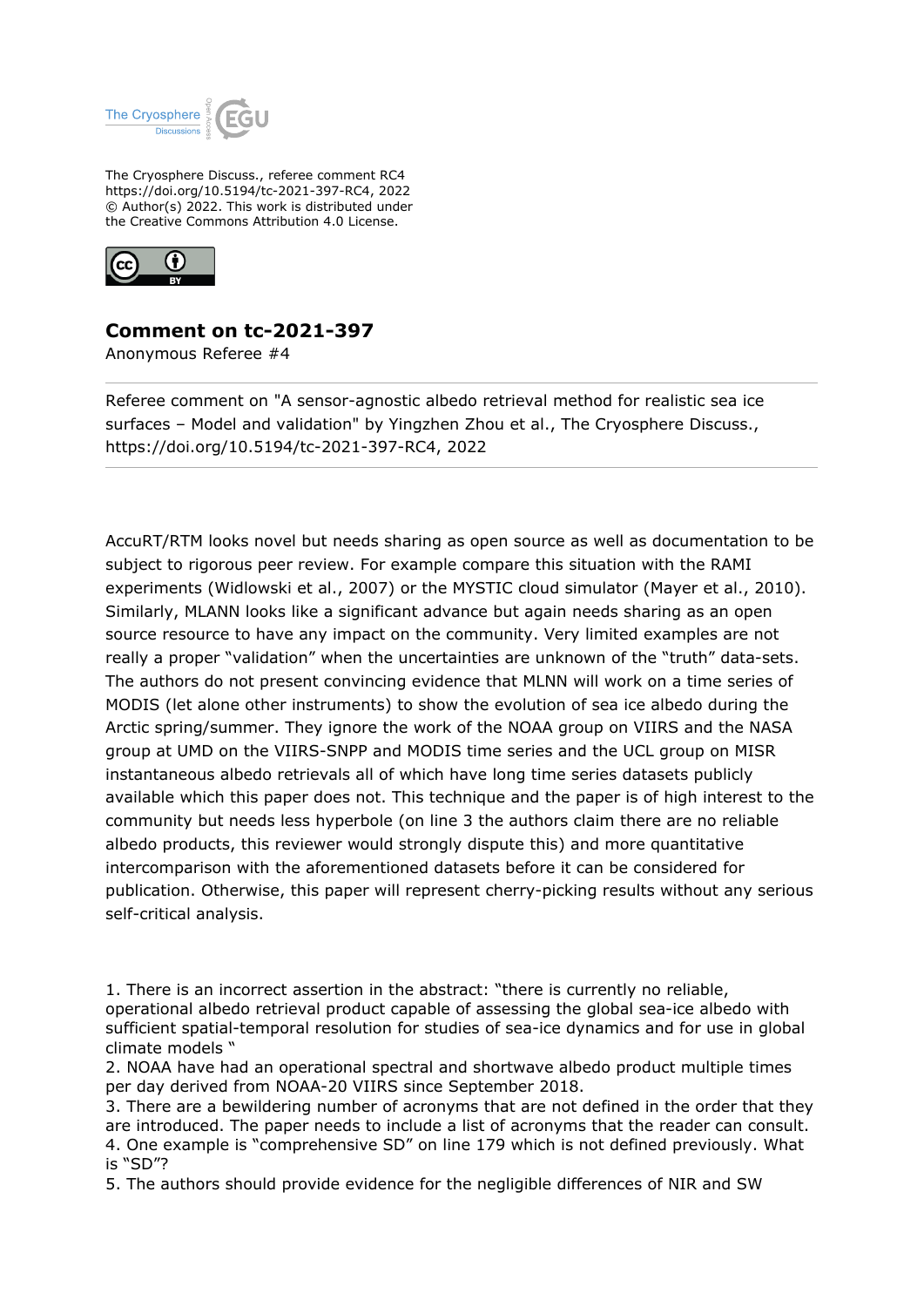The Cryosphere Discuss., referee comment RC4
https://doi.org/10.5194/tc-2021-397-RC4, 2022
© Author(s) 2022. This work is distributed under
the Creative Commons Attribution 4.0 License.

# Comment on tc-2021-397

Anonymous Referee #4

Referee comment on "A sensor-agnostic albedo retrieval method for realistic sea ice surfaces – Model and validation" by Yingzhen Zhou et al., The Cryosphere Discuss., https://doi.org/10.5194/tc-2021-397-RC4, 2022

---

AccuRT/RTM looks novel but needs sharing as open source as well as documentation to be subject to rigorous peer review. For example compare this situation with the RAMI experiments (Widlowski et al., 2007) or the MYSTIC cloud simulator (Mayer et al., 2010). Similarly, MLANN looks like a significant advance but again needs sharing as an open source resource to have any impact on the community. Very limited examples are not really a proper "validation" when the uncertainties are unknown of the "truth" data-sets. The authors do not present convincing evidence that MLNN will work on a time series of MODIS (let alone other instruments) to show the evolution of sea ice albedo during the Arctic spring/summer. They ignore the work of the NOAA group on VIIRS and the NASA group at UMD on the VIIRS-SNPP and MODIS time series and the UCL group on MISR instantaneous albedo retrievals all of which have long time series datasets publicly available which this paper does not. This technique and the paper is of high interest to the community but needs less hyperbole (on line 3 the authors claim there are no reliable albedo products, this reviewer would strongly dispute this) and more quantitative intercomparison with the aforementioned datasets before it can be considered for publication. Otherwise, this paper will represent cherry-picking results without any serious self-critical analysis.

1. There is an incorrect assertion in the abstract: "there is currently no reliable, operational albedo retrieval product capable of assessing the global sea-ice albedo with sufficient spatial-temporal resolution for studies of sea-ice dynamics and for use in global climate models "
2. NOAA have had an operational spectral and shortwave albedo product multiple times per day derived from NOAA-20 VIIRS since September 2018.
3. There are a bewildering number of acronyms that are not defined in the order that they are introduced. The paper needs to include a list of acronyms that the reader can consult.
4. One example is "comprehensive SD" on line 179 which is not defined previously. What is "SD"?
5. The authors should provide evidence for the negligible differences of NIR and SW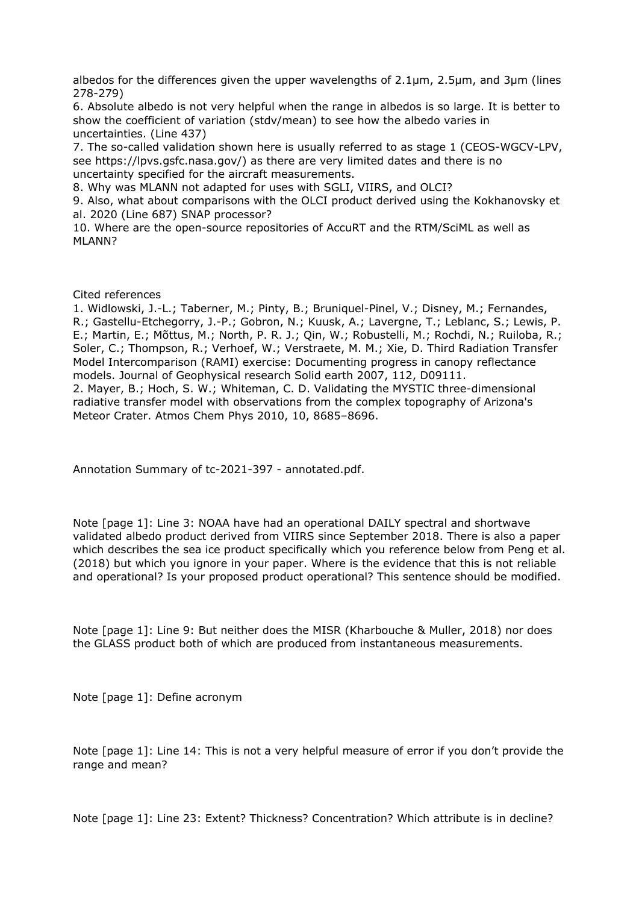albedos for the differences given the upper wavelengths of 2.1µm, 2.5µm, and 3µm (lines 278-279)

6. Absolute albedo is not very helpful when the range in albedos is so large. It is better to show the coefficient of variation (stdv/mean) to see how the albedo varies in uncertainties. (Line 437)
7. The so-called validation shown here is usually referred to as stage 1 (CEOS-WGCV-LPV, see https://lpvs.gsfc.nasa.gov/) as there are very limited dates and there is no uncertainty specified for the aircraft measurements.
8. Why was MLANN not adapted for uses with SGLI, VIIRS, and OLCI?
9. Also, what about comparisons with the OLCI product derived using the Kokhanovsky et al. 2020 (Line 687) SNAP processor?
10. Where are the open-source repositories of AccuRT and the RTM/SciML as well as MLANN?

Cited references

1. Widlowski, J.-L.; Taberner, M.; Pinty, B.; Bruniquel-Pinel, V.; Disney, M.; Fernandes, R.; Gastellu-Etchegorry, J.-P.; Gobron, N.; Kuusk, A.; Lavergne, T.; Leblanc, S.; Lewis, P. E.; Martin, E.; Mõttus, M.; North, P. R. J.; Qin, W.; Robustelli, M.; Rochdi, N.; Ruiloba, R.; Soler, C.; Thompson, R.; Verhoef, W.; Verstraete, M. M.; Xie, D. Third Radiation Transfer Model Intercomparison (RAMI) exercise: Documenting progress in canopy reflectance models. Journal of Geophysical research Solid earth 2007, 112, D09111.
2. Mayer, B.; Hoch, S. W.; Whiteman, C. D. Validating the MYSTIC three-dimensional radiative transfer model with observations from the complex topography of Arizona's Meteor Crater. Atmos Chem Phys 2010, 10, 8685–8696.

Annotation Summary of tc-2021-397 - annotated.pdf.

Note [page 1]: Line 3: NOAA have had an operational DAILY spectral and shortwave validated albedo product derived from VIIRS since September 2018. There is also a paper which describes the sea ice product specifically which you reference below from Peng et al. (2018) but which you ignore in your paper. Where is the evidence that this is not reliable and operational? Is your proposed product operational? This sentence should be modified.

Note [page 1]: Line 9: But neither does the MISR (Kharbouche & Muller, 2018) nor does the GLASS product both of which are produced from instantaneous measurements.

Note [page 1]: Define acronym

Note [page 1]: Line 14: This is not a very helpful measure of error if you don't provide the range and mean?

Note [page 1]: Line 23: Extent? Thickness? Concentration? Which attribute is in decline?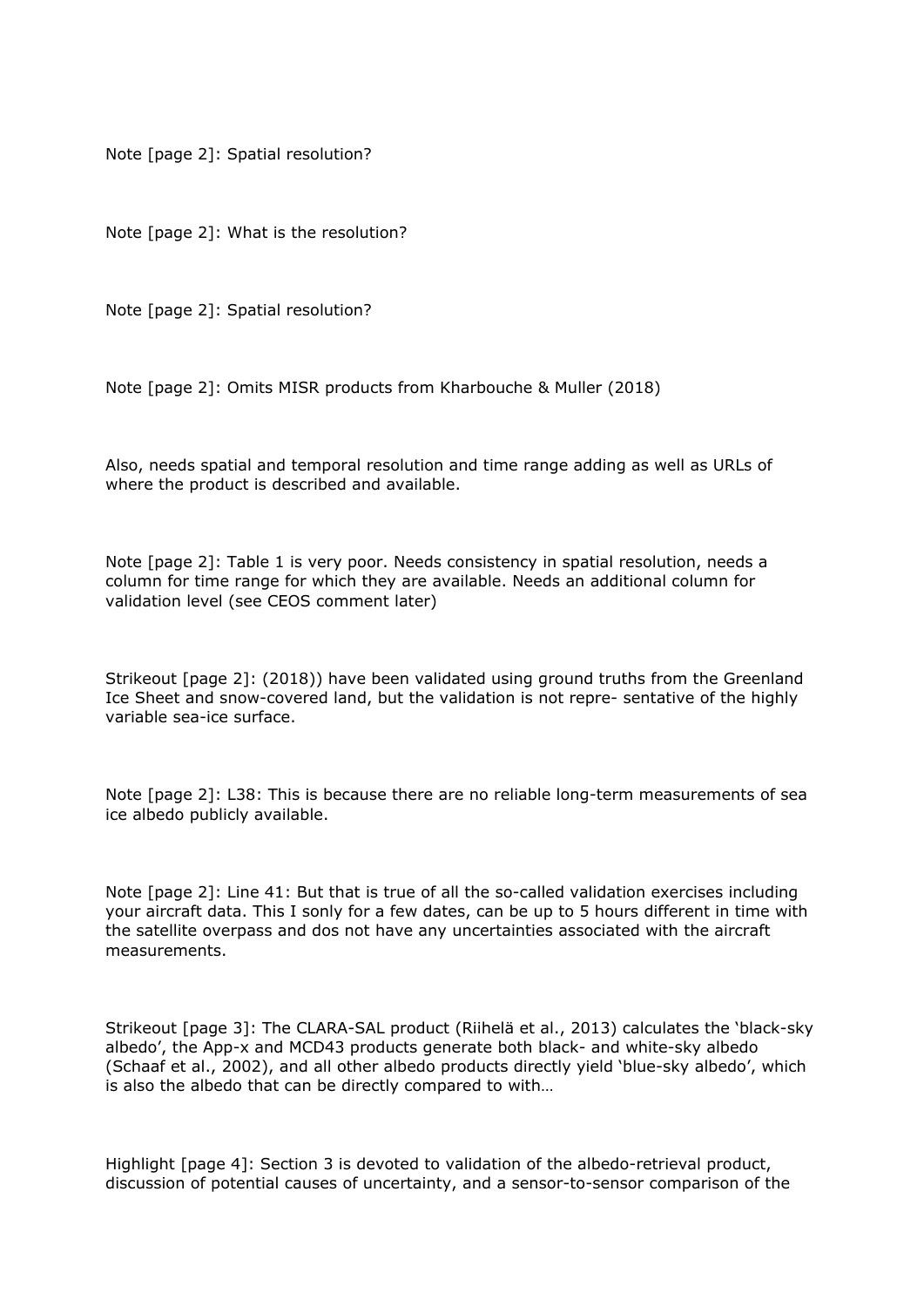Note [page 2]: Spatial resolution?

Note [page 2]: What is the resolution?

Note [page 2]: Spatial resolution?

Note [page 2]: Omits MISR products from Kharbouche & Muller (2018)

Also, needs spatial and temporal resolution and time range adding as well as URLs of where the product is described and available.

Note [page 2]: Table 1 is very poor. Needs consistency in spatial resolution, needs a column for time range for which they are available. Needs an additional column for validation level (see CEOS comment later)

Strikeout [page 2]: (2018)) have been validated using ground truths from the Greenland Ice Sheet and snow-covered land, but the validation is not repre- sentative of the highly variable sea-ice surface.

Note [page 2]: L38: This is because there are no reliable long-term measurements of sea ice albedo publicly available.

Note [page 2]: Line 41: But that is true of all the so-called validation exercises including your aircraft data. This I sonly for a few dates, can be up to 5 hours different in time with the satellite overpass and dos not have any uncertainties associated with the aircraft measurements.

Strikeout [page 3]: The CLARA-SAL product (Riihelä et al., 2013) calculates the 'black-sky albedo', the App-x and MCD43 products generate both black- and white-sky albedo (Schaaf et al., 2002), and all other albedo products directly yield 'blue-sky albedo', which is also the albedo that can be directly compared to with…

Highlight [page 4]: Section 3 is devoted to validation of the albedo-retrieval product, discussion of potential causes of uncertainty, and a sensor-to-sensor comparison of the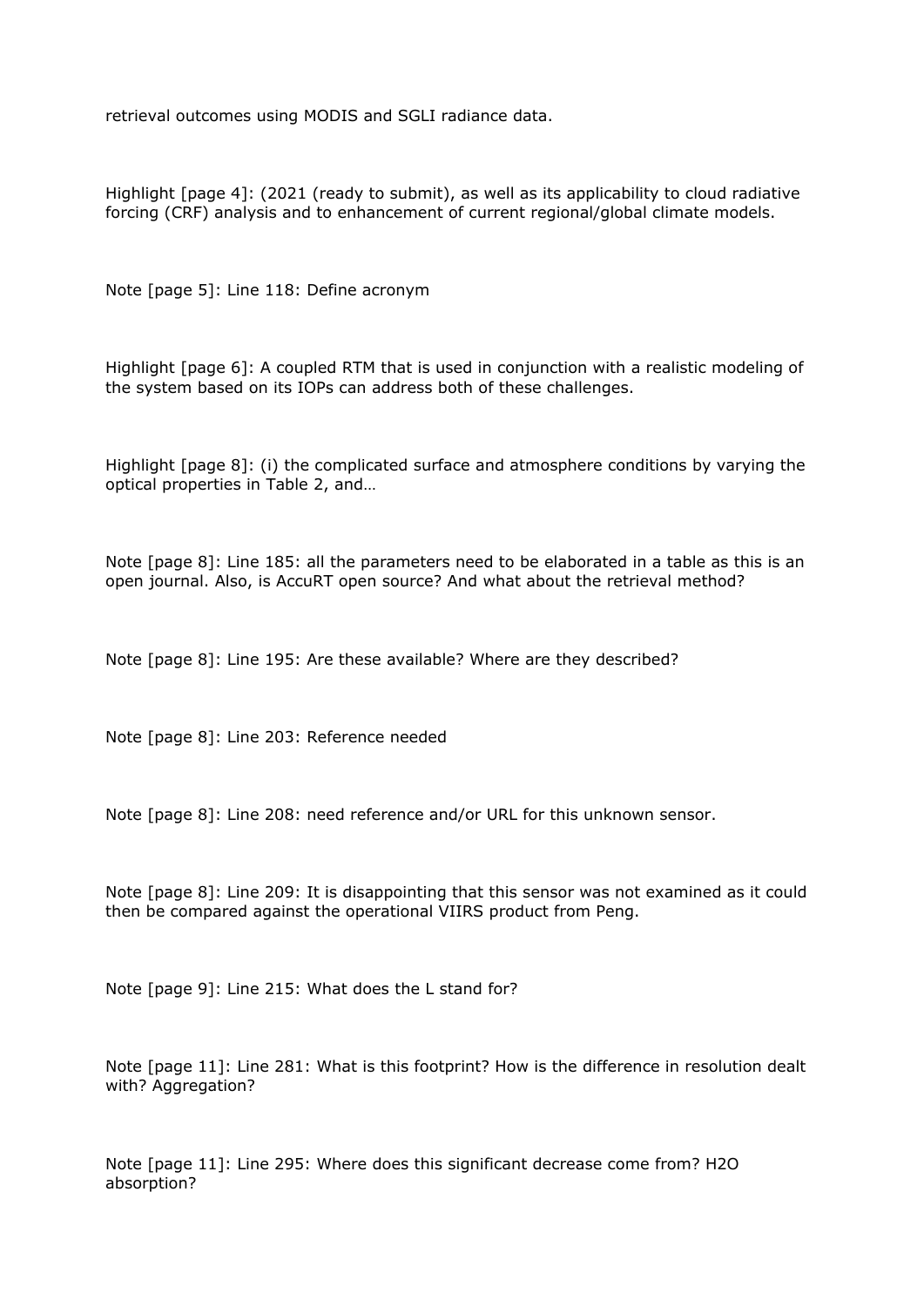retrieval outcomes using MODIS and SGLI radiance data.

Highlight [page 4]: (2021 (ready to submit), as well as its applicability to cloud radiative forcing (CRF) analysis and to enhancement of current regional/global climate models.

Note [page 5]: Line 118: Define acronym

Highlight [page 6]: A coupled RTM that is used in conjunction with a realistic modeling of the system based on its IOPs can address both of these challenges.

Highlight [page 8]: (i) the complicated surface and atmosphere conditions by varying the optical properties in Table 2, and…

Note [page 8]: Line 185: all the parameters need to be elaborated in a table as this is an open journal. Also, is AccuRT open source? And what about the retrieval method?

Note [page 8]: Line 195: Are these available? Where are they described?

Note [page 8]: Line 203: Reference needed

Note [page 8]: Line 208: need reference and/or URL for this unknown sensor.

Note [page 8]: Line 209: It is disappointing that this sensor was not examined as it could then be compared against the operational VIIRS product from Peng.

Note [page 9]: Line 215: What does the L stand for?

Note [page 11]: Line 281: What is this footprint? How is the difference in resolution dealt with? Aggregation?

Note [page 11]: Line 295: Where does this significant decrease come from? $H_2O$ absorption?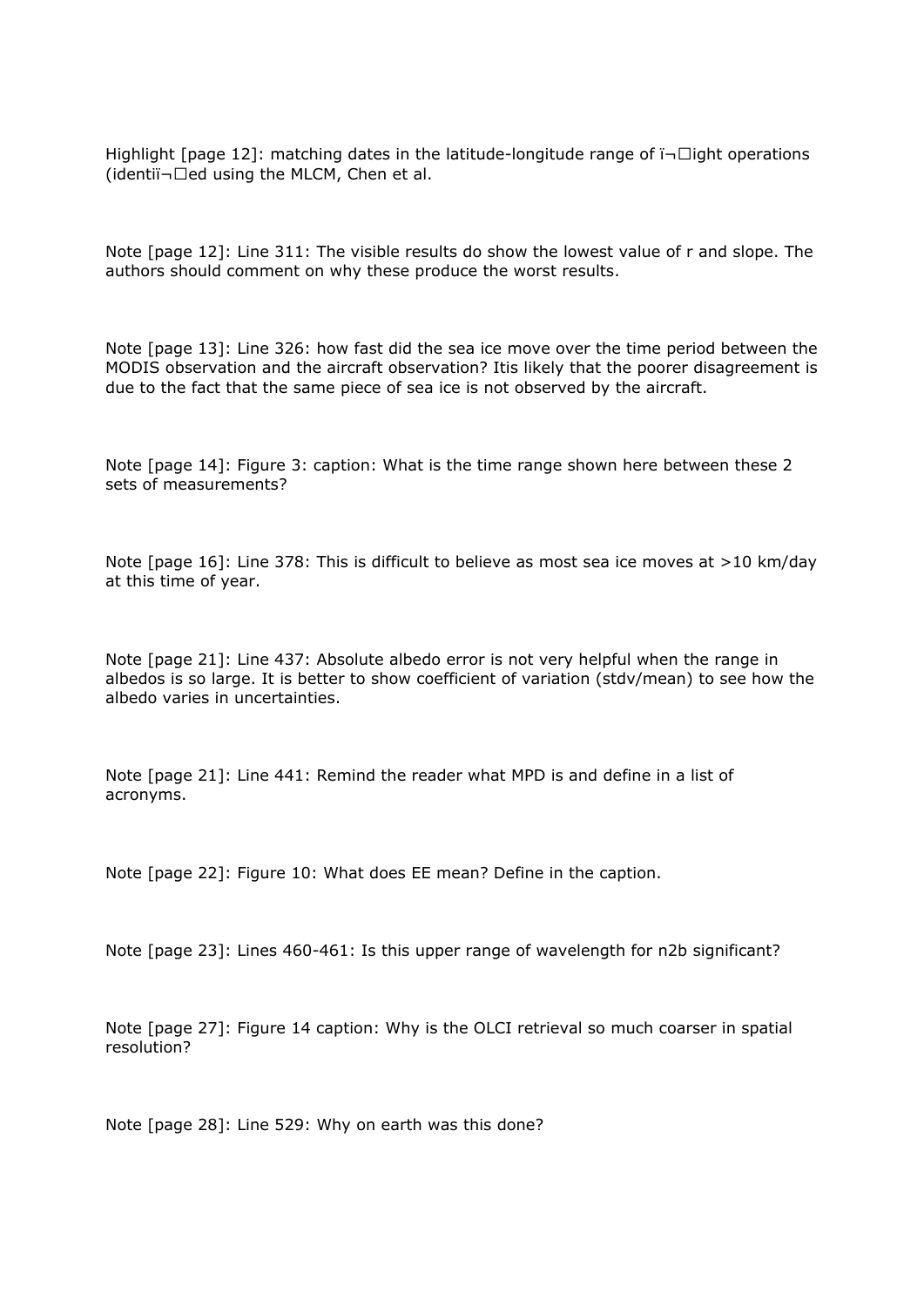Highlight [page 12]: matching dates in the latitude-longitude range of ï¬□ight operations (identiï¬□ed using the MLCM, Chen et al.

Note [page 12]: Line 311: The visible results do show the lowest value of r and slope. The authors should comment on why these produce the worst results.

Note [page 13]: Line 326: how fast did the sea ice move over the time period between the MODIS observation and the aircraft observation? Itis likely that the poorer disagreement is due to the fact that the same piece of sea ice is not observed by the aircraft.

Note [page 14]: Figure 3: caption: What is the time range shown here between these 2 sets of measurements?

Note [page 16]: Line 378: This is difficult to believe as most sea ice moves at >10 km/day at this time of year.

Note [page 21]: Line 437: Absolute albedo error is not very helpful when the range in albedos is so large. It is better to show coefficient of variation (stdv/mean) to see how the albedo varies in uncertainties.

Note [page 21]: Line 441: Remind the reader what MPD is and define in a list of acronyms.

Note [page 22]: Figure 10: What does EE mean? Define in the caption.

Note [page 23]: Lines 460-461: Is this upper range of wavelength for n2b significant?

Note [page 27]: Figure 14 caption: Why is the OLCI retrieval so much coarser in spatial resolution?

Note [page 28]: Line 529: Why on earth was this done?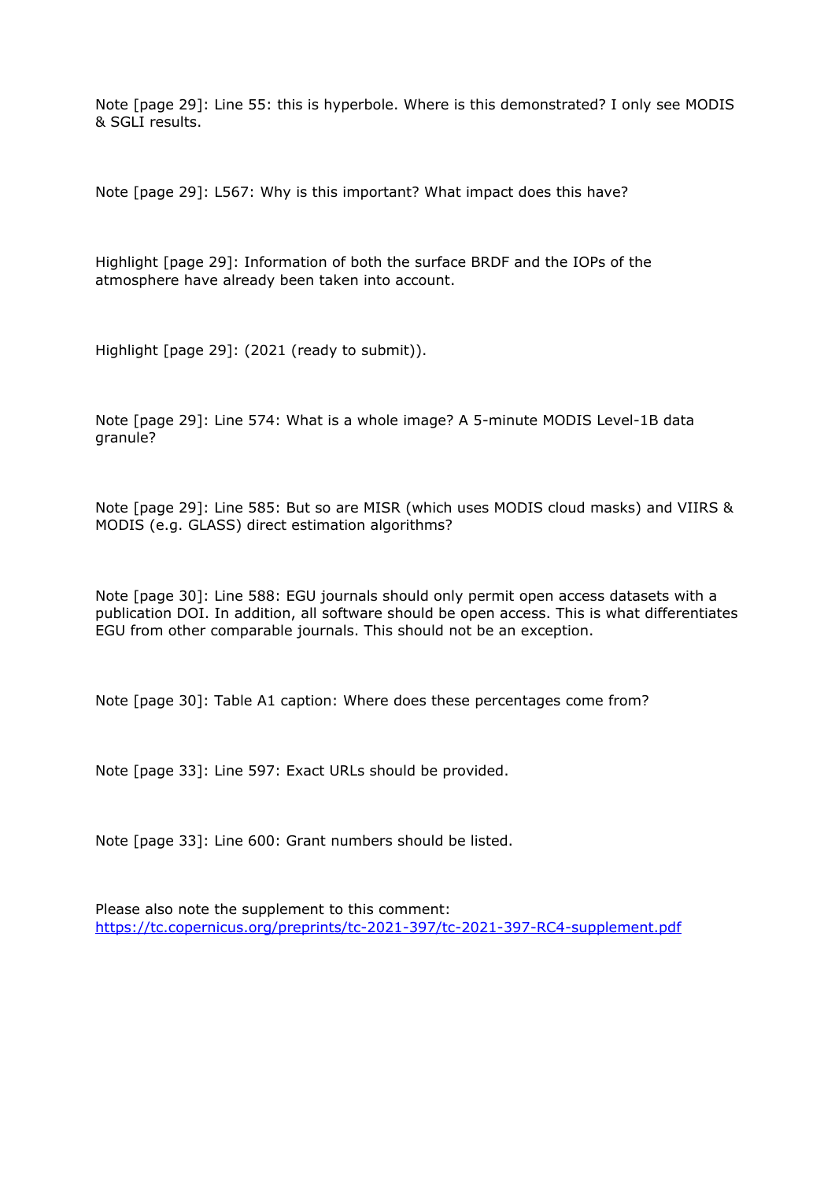Note [page 29]: Line 55: this is hyperbole. Where is this demonstrated? I only see MODIS & SGLI results.

Note [page 29]: L567: Why is this important? What impact does this have?

Highlight [page 29]: Information of both the surface BRDF and the IOPs of the atmosphere have already been taken into account.

Highlight [page 29]: (2021 (ready to submit)).

Note [page 29]: Line 574: What is a whole image? A 5-minute MODIS Level-1B data granule?

Note [page 29]: Line 585: But so are MISR (which uses MODIS cloud masks) and VIIRS & MODIS (e.g. GLASS) direct estimation algorithms?

Note [page 30]: Line 588: EGU journals should only permit open access datasets with a publication DOI. In addition, all software should be open access. This is what differentiates EGU from other comparable journals. This should not be an exception.

Note [page 30]: Table A1 caption: Where does these percentages come from?

Note [page 33]: Line 597: Exact URLs should be provided.

Note [page 33]: Line 600: Grant numbers should be listed.

Please also note the supplement to this comment:
https://tc.copernicus.org/preprints/tc-2021-397/tc-2021-397-RC4-supplement.pdf